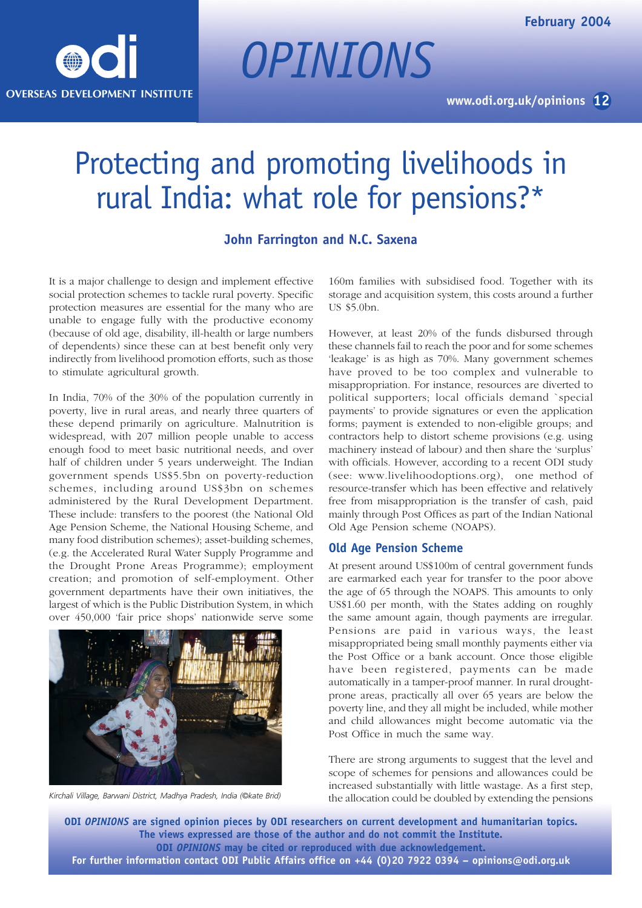# Protecting and promoting livelihoods in rural India: what role for pensions?*

**John Farrington and N.C. Saxena**

It is a major challenge to design and implement effective social protection schemes to tackle rural poverty. Specific protection measures are essential for the many who are unable to engage fully with the productive economy (because of old age, disability, ill-health or large numbers of dependents) since these can at best benefit only very indirectly from livelihood promotion efforts, such as those to stimulate agricultural growth.

In India, 70% of the 30% of the population currently in poverty, live in rural areas, and nearly three quarters of these depend primarily on agriculture. Malnutrition is widespread, with 207 million people unable to access enough food to meet basic nutritional needs, and over half of children under 5 years underweight. The Indian government spends US$5.5bn on poverty-reduction schemes, including around US$3bn on schemes administered by the Rural Development Department. These include: transfers to the poorest (the National Old Age Pension Scheme, the National Housing Scheme, and many food distribution schemes); asset-building schemes, (e.g. the Accelerated Rural Water Supply Programme and the Drought Prone Areas Programme); employment creation; and promotion of self-employment. Other government departments have their own initiatives, the largest of which is the Public Distribution System, in which over 450,000 'fair price shops' nationwide serve some 160m families with subsidised food. Together with its storage and acquisition system, this costs around a further US $5.0bn.

*Kirchali Village, Barwani District, Madhya Pradesh, India (©kate Brid)*

However, at least 20% of the funds disbursed through these channels fail to reach the poor and for some schemes 'leakage' is as high as 70%. Many government schemes have proved to be too complex and vulnerable to misappropriation. For instance, resources are diverted to political supporters; local officials demand `special payments' to provide signatures or even the application forms; payment is extended to non-eligible groups; and contractors help to distort scheme provisions (e.g. using machinery instead of labour) and then share the 'surplus' with officials. However, according to a recent ODI study (see: www.livelihoodoptions.org), one method of resource-transfer which has been effective and relatively free from misappropriation is the transfer of cash, paid mainly through Post Offices as part of the Indian National Old Age Pension scheme (NOAPS).

## Old Age Pension Scheme

At present around US$100m of central government funds are earmarked each year for transfer to the poor above the age of 65 through the NOAPS. This amounts to only US$1.60 per month, with the States adding on roughly the same amount again, though payments are irregular. Pensions are paid in various ways, the least misappropriated being small monthly payments either via the Post Office or a bank account. Once those eligible have been registered, payments can be made automatically in a tamper-proof manner. In rural drought-prone areas, practically all over 65 years are below the poverty line, and they all might be included, while mother and child allowances might become automatic via the Post Office in much the same way.

There are strong arguments to suggest that the level and scope of schemes for pensions and allowances could be increased substantially with little wastage. As a first step, the allocation could be doubled by extending the pensions

**ODI *OPINIONS* are signed opinion pieces by ODI researchers on current development and humanitarian topics. The views expressed are those of the author and do not commit the Institute. ODI *OPINIONS* may be cited or reproduced with due acknowledgement. For further information contact ODI Public Affairs office on +44 (0)20 7922 0394 – opinions@odi.org.uk**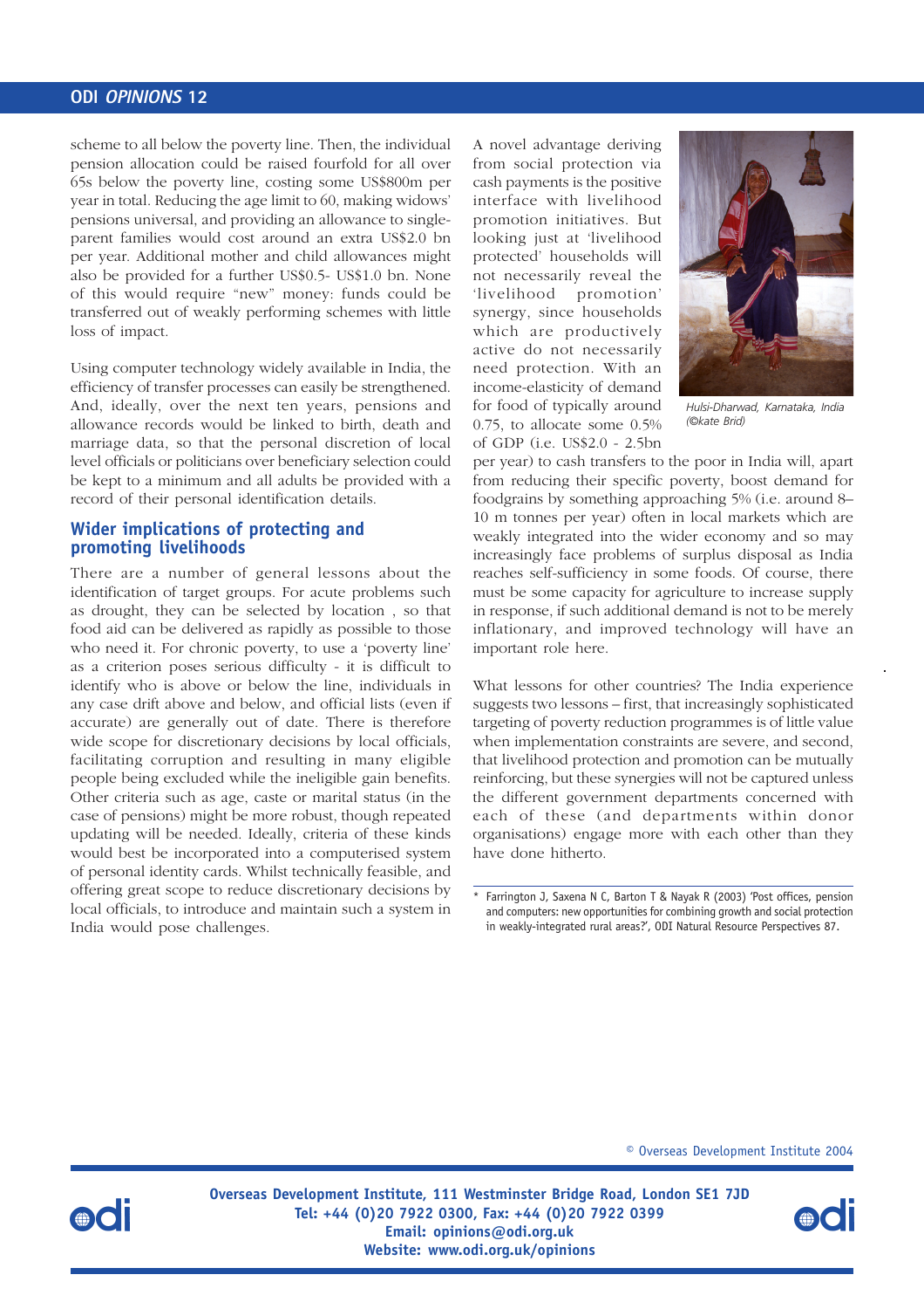scheme to all below the poverty line. Then, the individual pension allocation could be raised fourfold for all over 65s below the poverty line, costing some US$800m per year in total. Reducing the age limit to 60, making widows' pensions universal, and providing an allowance to single-parent families would cost around an extra US$2.0 bn per year. Additional mother and child allowances might also be provided for a further US$0.5- US$1.0 bn. None of this would require "new" money: funds could be transferred out of weakly performing schemes with little loss of impact.

Using computer technology widely available in India, the efficiency of transfer processes can easily be strengthened. And, ideally, over the next ten years, pensions and allowance records would be linked to birth, death and marriage data, so that the personal discretion of local level officials or politicians over beneficiary selection could be kept to a minimum and all adults be provided with a record of their personal identification details.

## Wider implications of protecting and promoting livelihoods

There are a number of general lessons about the identification of target groups. For acute problems such as drought, they can be selected by location , so that food aid can be delivered as rapidly as possible to those who need it. For chronic poverty, to use a 'poverty line' as a criterion poses serious difficulty - it is difficult to identify who is above or below the line, individuals in any case drift above and below, and official lists (even if accurate) are generally out of date. There is therefore wide scope for discretionary decisions by local officials, facilitating corruption and resulting in many eligible people being excluded while the ineligible gain benefits. Other criteria such as age, caste or marital status (in the case of pensions) might be more robust, though repeated updating will be needed. Ideally, criteria of these kinds would best be incorporated into a computerised system of personal identity cards. Whilst technically feasible, and offering great scope to reduce discretionary decisions by local officials, to introduce and maintain such a system in India would pose challenges.

A novel advantage deriving from social protection via cash payments is the positive interface with livelihood promotion initiatives. But looking just at 'livelihood protected' households will not necessarily reveal the 'livelihood promotion' synergy, since households which are productively active do not necessarily need protection. With an income-elasticity of demand for food of typically around 0.75, to allocate some 0.5% of GDP (i.e. US$2.0 - 2.5bn per year) to cash transfers to the poor in India will, apart from reducing their specific poverty, boost demand for foodgrains by something approaching 5% (i.e. around 8–10 m tonnes per year) often in local markets which are weakly integrated into the wider economy and so may increasingly face problems of surplus disposal as India reaches self-sufficiency in some foods. Of course, there must be some capacity for agriculture to increase supply in response, if such additional demand is not to be merely inflationary, and improved technology will have an important role here.

*Hulsi-Dharwad, Karnataka, India (©kate Brid)*

What lessons for other countries? The India experience suggests two lessons – first, that increasingly sophisticated targeting of poverty reduction programmes is of little value when implementation constraints are severe, and second, that livelihood protection and promotion can be mutually reinforcing, but these synergies will not be captured unless the different government departments concerned with each of these (and departments within donor organisations) engage more with each other than they have done hitherto.

\* Farrington J, Saxena N C, Barton T & Nayak R (2003) 'Post offices, pension and computers: new opportunities for combining growth and social protection in weakly-integrated rural areas?', ODI Natural Resource Perspectives 87.

© Overseas Development Institute 2004

**Overseas Development Institute, 111 Westminster Bridge Road, London SE1 7JD**
**Tel: +44 (0)20 7922 0300, Fax: +44 (0)20 7922 0399**
**Email: opinions@odi.org.uk**
**Website: www.odi.org.uk/opinions**